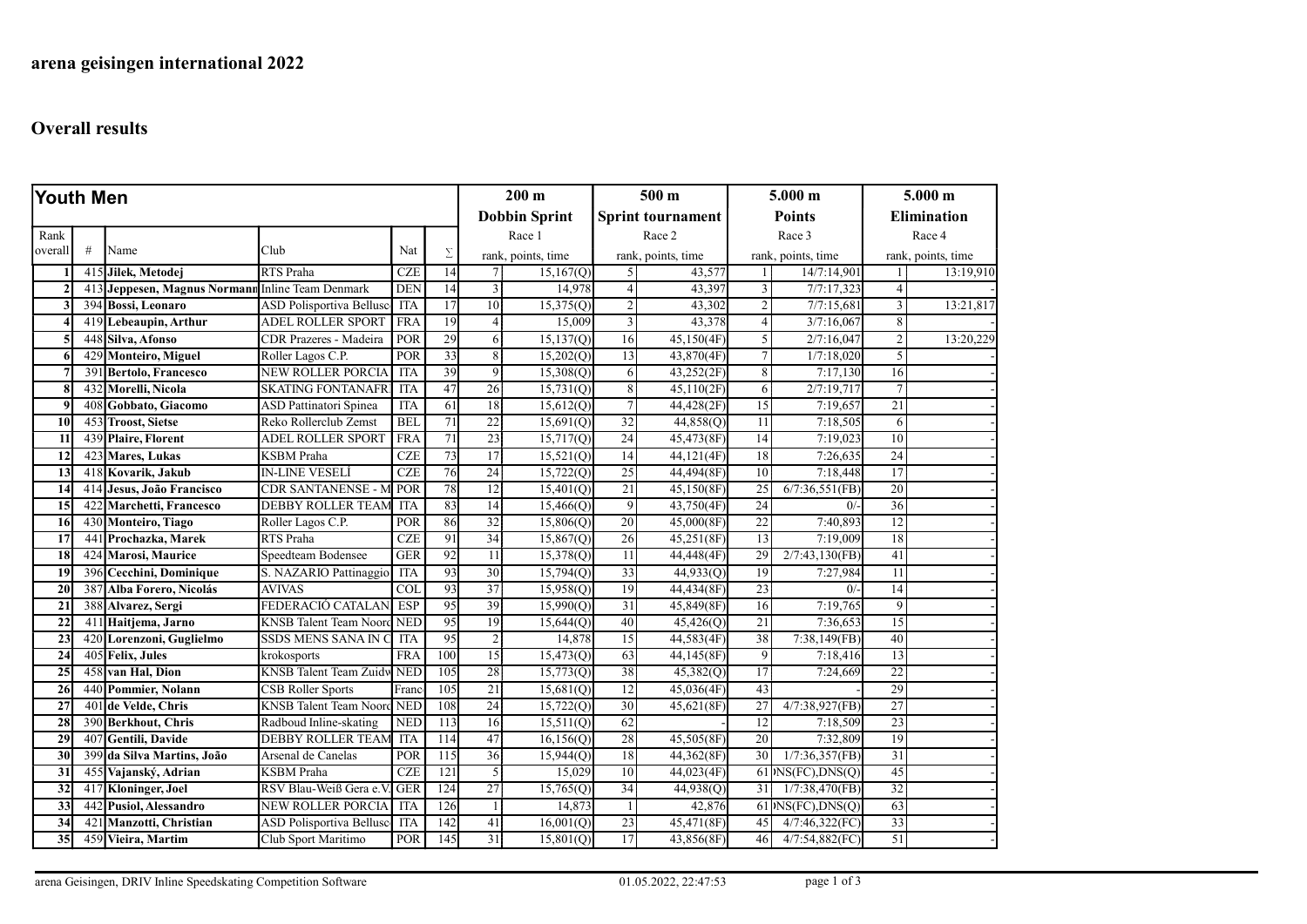## arena geisingen international 2022

## Overall results

| Youth Men | | | | | | 200 m Dobbin Sprint | | 500 m Sprint tournament | | 5.000 m Points | | 5.000 m Elimination | |
|---|---|---|---|---|---|---|---|---|---|---|---|---|---|
| Rank overall | # | Name | Club | Nat | Σ | Race 1 rank, points, time | | Race 2 rank, points, time | | Race 3 rank, points, time | | Race 4 rank, points, time | |
| 1 | 415 | **Jilek, Metodej** | RTS Praha | CZE | 14 | 7 | 15,167(Q) | 5 | 43,577 | 1 | 14/7:14,901 | 1 | 13:19,910 |
| 2 | 413 | **Jeppesen, Magnus Normann** | Inline Team Denmark | DEN | 14 | 3 | 14,978 | 4 | 43,397 | 3 | 7/7:17,323 | 4 | - |
| 3 | 394 | **Bossi, Leonaro** | ASD Polisportiva Bellusc | ITA | 17 | 10 | 15,375(Q) | 2 | 43,302 | 2 | 7/7:15,681 | 3 | 13:21,817 |
| 4 | 419 | **Lebeaupin, Arthur** | ADEL ROLLER SPORT | FRA | 19 | 4 | 15,009 | 3 | 43,378 | 4 | 3/7:16,067 | 8 | - |
| 5 | 448 | **Silva, Afonso** | CDR Prazeres - Madeira | POR | 29 | 6 | 15,137(Q) | 16 | 45,150(4F) | 5 | 2/7:16,047 | 2 | 13:20,229 |
| 6 | 429 | **Monteiro, Miguel** | Roller Lagos C.P. | POR | 33 | 8 | 15,202(Q) | 13 | 43,870(4F) | 7 | 1/7:18,020 | 5 | - |
| 7 | 391 | **Bertolo, Francesco** | NEW ROLLER PORCIA | ITA | 39 | 9 | 15,308(Q) | 6 | 43,252(2F) | 8 | 7:17,130 | 16 | - |
| 8 | 432 | **Morelli, Nicola** | SKATING FONTANAFR | ITA | 47 | 26 | 15,731(Q) | 8 | 45,110(2F) | 6 | 2/7:19,717 | 7 | - |
| 9 | 408 | **Gobbato, Giacomo** | ASD Pattinatori Spinea | ITA | 61 | 18 | 15,612(Q) | 7 | 44,428(2F) | 15 | 7:19,657 | 21 | - |
| 10 | 453 | **Troost, Sietse** | Reko Rollerclub Zemst | BEL | 71 | 22 | 15,691(Q) | 32 | 44,858(Q) | 11 | 7:18,505 | 6 | - |
| 11 | 439 | **Plaire, Florent** | ADEL ROLLER SPORT | FRA | 71 | 23 | 15,717(Q) | 24 | 45,473(8F) | 14 | 7:19,023 | 10 | - |
| 12 | 423 | **Mares, Lukas** | KSBM Praha | CZE | 73 | 17 | 15,521(Q) | 14 | 44,121(4F) | 18 | 7:26,635 | 24 | - |
| 13 | 418 | **Kovarik, Jakub** | IN-LINE VESELÍ | CZE | 76 | 24 | 15,722(Q) | 25 | 44,494(8F) | 10 | 7:18,448 | 17 | - |
| 14 | 414 | **Jesus, João Francisco** | CDR SANTANENSE - M | POR | 78 | 12 | 15,401(Q) | 21 | 45,150(8F) | 25 | 6/7:36,551(FB) | 20 | - |
| 15 | 422 | **Marchetti, Francesco** | DEBBY ROLLER TEAM | ITA | 83 | 14 | 15,466(Q) | 9 | 43,750(4F) | 24 | 0/- | 36 | - |
| 16 | 430 | **Monteiro, Tiago** | Roller Lagos C.P. | POR | 86 | 32 | 15,806(Q) | 20 | 45,000(8F) | 22 | 7:40,893 | 12 | - |
| 17 | 441 | **Prochazka, Marek** | RTS Praha | CZE | 91 | 34 | 15,867(Q) | 26 | 45,251(8F) | 13 | 7:19,009 | 18 | - |
| 18 | 424 | **Marosi, Maurice** | Speedteam Bodensee | GER | 92 | 11 | 15,378(Q) | 11 | 44,448(4F) | 29 | 2/7:43,130(FB) | 41 | - |
| 19 | 396 | **Cecchini, Dominique** | S. NAZARIO Pattinaggio | ITA | 93 | 30 | 15,794(Q) | 33 | 44,933(Q) | 19 | 7:27,984 | 11 | - |
| 20 | 387 | **Alba Forero, Nicolás** | AVIVAS | COL | 93 | 37 | 15,958(Q) | 19 | 44,434(8F) | 23 | 0/- | 14 | - |
| 21 | 388 | **Alvarez, Sergi** | FEDERACIÓ CATALAN | ESP | 95 | 39 | 15,990(Q) | 31 | 45,849(8F) | 16 | 7:19,765 | 9 | - |
| 22 | 411 | **Haitjema, Jarno** | KNSB Talent Team Noord | NED | 95 | 19 | 15,644(Q) | 40 | 45,426(Q) | 21 | 7:36,653 | 15 | - |
| 23 | 420 | **Lorenzoni, Guglielmo** | SSDS MENS SANA IN C | ITA | 95 | 2 | 14,878 | 15 | 44,583(4F) | 38 | 7:38,149(FB) | 40 | - |
| 24 | 405 | **Felix, Jules** | krokosports | FRA | 100 | 15 | 15,473(Q) | 63 | 44,145(8F) | 9 | 7:18,416 | 13 | - |
| 25 | 458 | **van Hal, Dion** | KNSB Talent Team Zuidw | NED | 105 | 28 | 15,773(Q) | 38 | 45,382(Q) | 17 | 7:24,669 | 22 | - |
| 26 | 440 | **Pommier, Nolann** | CSB Roller Sports | Franc | 105 | 21 | 15,681(Q) | 12 | 45,036(4F) | 43 | - | 29 | - |
| 27 | 401 | **de Velde, Chris** | KNSB Talent Team Noord | NED | 108 | 24 | 15,722(Q) | 30 | 45,621(8F) | 27 | 4/7:38,927(FB) | 27 | - |
| 28 | 390 | **Berkhout, Chris** | Radboud Inline-skating | NED | 113 | 16 | 15,511(Q) | 62 | - | 12 | 7:18,509 | 23 | - |
| 29 | 407 | **Gentili, Davide** | DEBBY ROLLER TEAM | ITA | 114 | 47 | 16,156(Q) | 28 | 45,505(8F) | 20 | 7:32,809 | 19 | - |
| 30 | 399 | **da Silva Martins, João** | Arsenal de Canelas | POR | 115 | 36 | 15,944(Q) | 18 | 44,362(8F) | 30 | 1/7:36,357(FB) | 31 | - |
| 31 | 455 | **Vajanský, Adrian** | KSBM Praha | CZE | 121 | 5 | 15,029 | 10 | 44,023(4F) | 61 | DNS(FC),DNS(Q) | 45 | - |
| 32 | 417 | **Kloninger, Joel** | RSV Blau-Weiß Gera e.V. | GER | 124 | 27 | 15,765(Q) | 34 | 44,938(Q) | 31 | 1/7:38,470(FB) | 32 | - |
| 33 | 442 | **Pusiol, Alessandro** | NEW ROLLER PORCIA | ITA | 126 | 1 | 14,873 | 1 | 42,876 | 61 | DNS(FC),DNS(Q) | 63 | - |
| 34 | 421 | **Manzotti, Christian** | ASD Polisportiva Bellusc | ITA | 142 | 41 | 16,001(Q) | 23 | 45,471(8F) | 45 | 4/7:46,322(FC) | 33 | - |
| 35 | 459 | **Vieira, Martim** | Club Sport Maritimo | POR | 145 | 31 | 15,801(Q) | 17 | 43,856(8F) | 46 | 4/7:54,882(FC) | 51 | - |

arena Geisingen, DRIV Inline Speedskating Competition Software — 01.05.2022, 22:47:53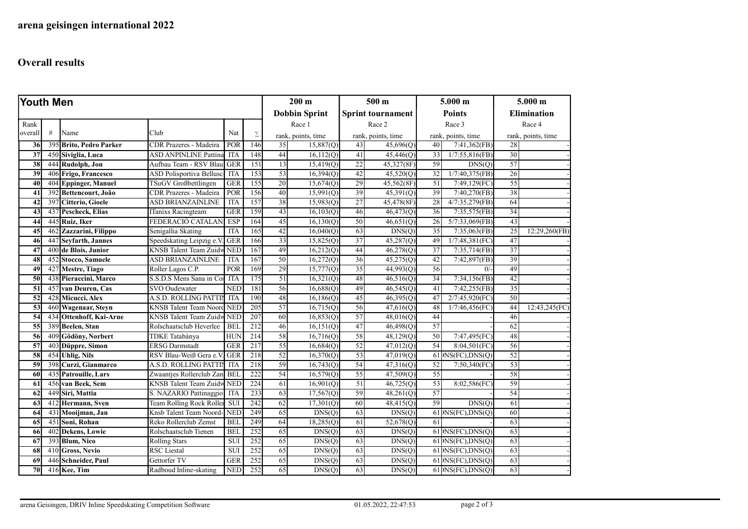# arena geisingen international 2022

## Overall results

| Youth Men | | | | | | 200 m Dobbin Sprint | | 500 m Sprint tournament | | 5.000 m Points | | 5.000 m Elimination | |
|---|---|---|---|---|---|---|---|---|---|---|---|---|---|
| Rank overall | # | Name | Club | Nat | Σ | Race 1 rank, points, time | | Race 2 rank, points, time | | Race 3 rank, points, time | | Race 4 rank, points, time | |
| **36** | 395 | **Brito, Pedro Parker** | CDR Prazeres - Madeira | POR | 146 | 35 | 15,887(Q) | 43 | 45,696(Q) | 40 | 7:41,362(FB) | 28 | - |
| **37** | 450 | **Siviglia, Luca** | ASD ANPINLINE Pattina | ITA | 148 | 44 | 16,112(Q) | 41 | 45,446(Q) | 33 | 1/7:55,816(FB) | 30 | - |
| **38** | 444 | **Rudolph, Jon** | Aufbau Team - RSV Blau | GER | 151 | 13 | 15,419(Q) | 22 | 45,327(8F) | 59 | DNS(Q) | 57 | - |
| **39** | 406 | **Frigo, Francesco** | ASD Polisportiva Bellusc | ITA | 153 | 53 | 16,394(Q) | 42 | 45,520(Q) | 32 | 1/7:40,375(FB) | 26 | - |
| **40** | 404 | **Eppinger, Manuel** | TSuGV Großbettlingen | GER | 155 | 20 | 15,674(Q) | 29 | 45,562(8F) | 51 | 7:49,129(FC) | 55 | - |
| **41** | 392 | **Bettencourt, João** | CDR Prazeres - Madeira | POR | 156 | 40 | 15,991(Q) | 39 | 45,391(Q) | 39 | 7:40,270(FB) | 38 | - |
| **42** | 397 | **Citterio, Gioele** | ASD BRIANZAINLINE | ITA | 157 | 38 | 15,983(Q) | 27 | 45,478(8F) | 28 | 4/7:35,279(FB) | 64 | - |
| **43** | 437 | **Pescheck, Elias** | ITanixs Racingteam | GER | 159 | 43 | 16,103(Q) | 46 | 46,473(Q) | 36 | 7:35,575(FB) | 34 | - |
| **44** | 445 | **Ruiz, Iker** | FEDERACIÓ CATALAN | ESP | 164 | 45 | 16,130(Q) | 50 | 46,651(Q) | 26 | 5/7:33,069(FB) | 43 | - |
| **45** | 462 | **Zazzarini, Filippo** | Senigallia Skating | ITA | 165 | 42 | 16,040(Q) | 63 | DNS(Q) | 35 | 7:35,063(FB) | 25 | 12:29,260(FB) |
| **46** | 447 | **Seyfarth, Jannes** | Speedskating Leipzig e.V. | GER | 166 | 33 | 15,825(Q) | 37 | 45,287(Q) | 49 | 1/7:48,381(FC) | 47 | - |
| **47** | 400 | **de Blois, Junior** | KNSB Talent Team Zuidw | NED | 167 | 49 | 16,212(Q) | 44 | 46,278(Q) | 37 | 7:35,714(FB) | 37 | - |
| **48** | 452 | **Stocco, Samuele** | ASD BRIANZAINLINE | ITA | 167 | 50 | 16,272(Q) | 36 | 45,275(Q) | 42 | 7:42,897(FB) | 39 | - |
| **49** | 427 | **Mestre, Tiago** | Roller Lagos C.P. | POR | 169 | 29 | 15,777(Q) | 35 | 44,993(Q) | 56 | 0/- | 49 | - |
| **50** | 438 | **Pieraccini, Marco** | S.S.D.S Mens Sana in Co | ITA | 175 | 51 | 16,321(Q) | 48 | 46,516(Q) | 34 | 7:34,156(FB) | 42 | - |
| **51** | 457 | **van Deuren, Cas** | SVO Oudewater | NED | 181 | 56 | 16,688(Q) | 49 | 46,545(Q) | 41 | 7:42,255(FB) | 35 | - |
| **52** | 428 | **Micucci, Alex** | A.S.D. ROLLING PATTIN | ITA | 190 | 48 | 16,186(Q) | 45 | 46,395(Q) | 47 | 2/7:45,920(FC) | 50 | - |
| **53** | 460 | **Wagenaar, Steyn** | KNSB Talent Team Noord | NED | 205 | 57 | 16,715(Q) | 56 | 47,616(Q) | 48 | 1/7:46,456(FC) | 44 | 12:43,245(FC) |
| **54** | 434 | **Ottenhoff, Kai-Arne** | KNSB Talent Team Zuidw | NED | 207 | 60 | 16,853(Q) | 57 | 48,016(Q) | 44 | - | 46 | - |
| **55** | 389 | **Beelen, Stan** | Rolschaatsclub Heverlee | BEL | 212 | 46 | 16,151(Q) | 47 | 46,498(Q) | 57 | - | 62 | - |
| **56** | 409 | **Gödöny, Norbert** | TDKE Tatabánya | HUN | 214 | 58 | 16,716(Q) | 58 | 48,129(Q) | 50 | 7:47,495(FC) | 48 | - |
| **57** | 403 | **Düppre, Simon** | ERSG Darmstadt | GER | 217 | 55 | 16,684(Q) | 52 | 47,012(Q) | 54 | 8:04,501(FC) | 56 | - |
| **58** | 454 | **Uhlig, Nils** | RSV Blau-Weiß Gera e.V. | GER | 218 | 52 | 16,370(Q) | 53 | 47,019(Q) | 61 | DNS(FC),DNS(Q) | 52 | - |
| **59** | 398 | **Curzi, Gianmarco** | A.S.D. ROLLING PATTIN | ITA | 218 | 59 | 16,743(Q) | 54 | 47,316(Q) | 52 | 7:50,340(FC) | 53 | - |
| **60** | 435 | **Patrouille, Lars** | Zwaantjes Rollerclub Zan | BEL | 222 | 54 | 16,579(Q) | 55 | 47,509(Q) | 55 | - | 58 | - |
| **61** | 456 | **van Beek, Sem** | KNSB Talent Team Zuidw | NED | 224 | 61 | 16,901(Q) | 51 | 46,725(Q) | 53 | 8:02,586(FC) | 59 | - |
| **62** | 449 | **Siri, Mattia** | S. NAZARIO Pattinaggio | ITA | 233 | 63 | 17,567(Q) | 59 | 48,261(Q) | 57 | - | 54 | - |
| **63** | 412 | **Hermann, Sven** | Team Rolling Rock Roller | SUI | 242 | 62 | 17,301(Q) | 60 | 48,415(Q) | 59 | DNS(Q) | 61 | - |
| **64** | 431 | **Mooijman, Jan** | Knsb Talent Team Noord- | NED | 249 | 65 | DNS(Q) | 63 | DNS(Q) | 61 | DNS(FC),DNS(Q) | 60 | - |
| **65** | 451 | **Soni, Rohan** | Reko Rollerclub Zemst | BEL | 249 | 64 | 18,285(Q) | 61 | 52,678(Q) | 61 | - | 63 | - |
| **66** | 402 | **Dekens, Lowie** | Rolschaatsclub Tienen | BEL | 252 | 65 | DNS(Q) | 63 | DNS(Q) | 61 | DNS(FC),DNS(Q) | 63 | - |
| **67** | 393 | **Blum, Nico** | Rolling Stars | SUI | 252 | 65 | DNS(Q) | 63 | DNS(Q) | 61 | DNS(FC),DNS(Q) | 63 | - |
| **68** | 410 | **Gross, Nevio** | RSC Liestal | SUI | 252 | 65 | DNS(Q) | 63 | DNS(Q) | 61 | DNS(FC),DNS(Q) | 63 | - |
| **69** | 446 | **Schneider, Paul** | Gettorfer TV | GER | 252 | 65 | DNS(Q) | 63 | DNS(Q) | 61 | DNS(FC),DNS(Q) | 63 | - |
| **70** | 416 | **Kee, Tim** | Radboud Inline-skating | NED | 252 | 65 | DNS(Q) | 63 | DNS(Q) | 61 | DNS(FC),DNS(Q) | 63 | - |

arena Geisingen, DRIV Inline Speedskating Competition Software 01.05.2022, 22:47:53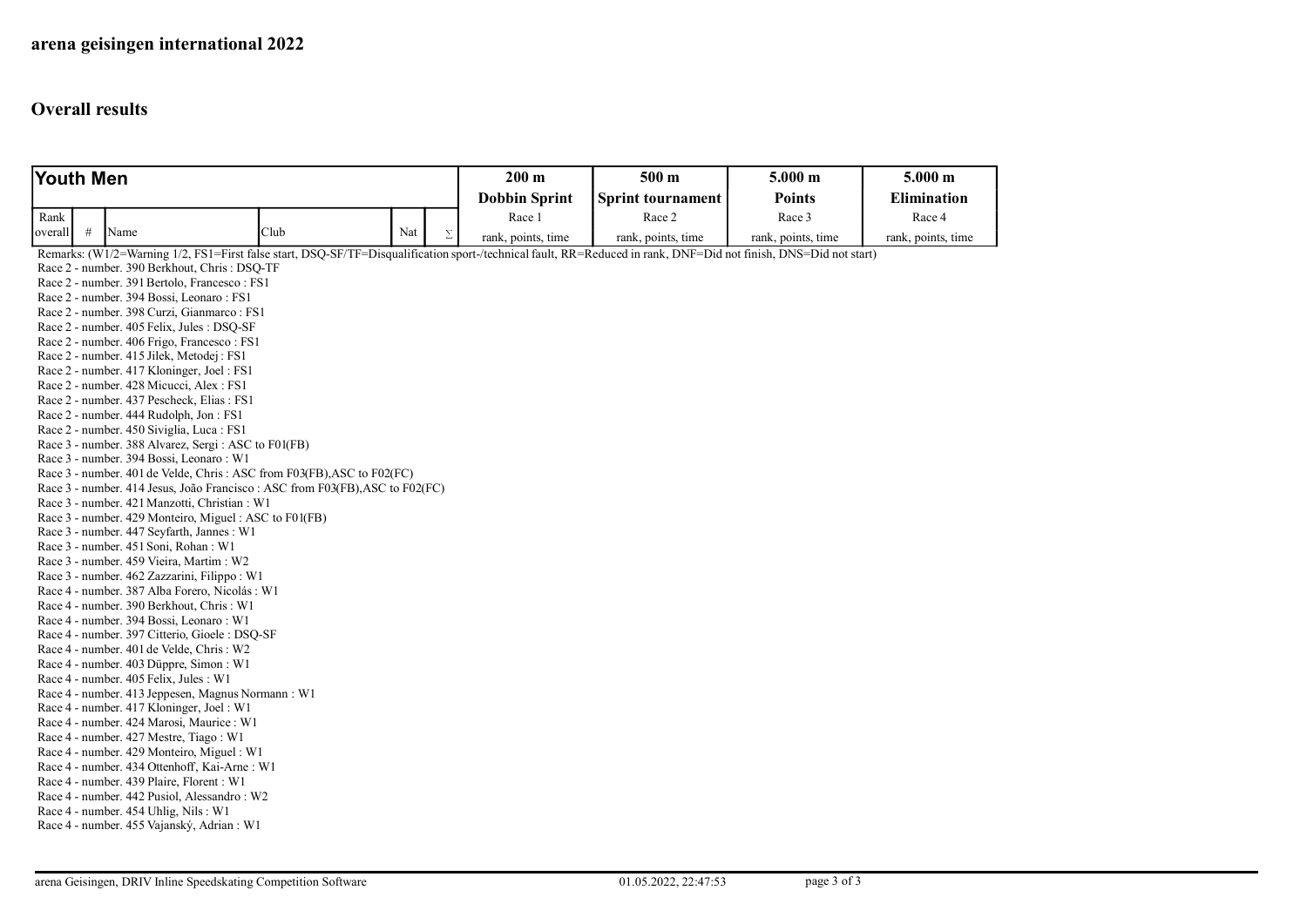# arena geisingen international 2022

## Overall results

| Youth Men | | | | | | 200 m | 500 m | 5.000 m | 5.000 m |
|---|---|---|---|---|---|---|---|---|---|
| | | | | | | Dobbin Sprint | Sprint tournament | Points | Elimination |
| Rank overall | # | Name | Club | Nat | Σ | Race 1<br>rank, points, time | Race 2<br>rank, points, time | Race 3<br>rank, points, time | Race 4<br>rank, points, time |

Remarks: (W1/2=Warning 1/2, FS1=First false start, DSQ-SF/TF=Disqualification sport-/technical fault, RR=Reduced in rank, DNF=Did not finish, DNS=Did not start)

Race 2 - number. 390 Berkhout, Chris : DSQ-TF
Race 2 - number. 391 Bertolo, Francesco : FS1
Race 2 - number. 394 Bossi, Leonaro : FS1
Race 2 - number. 398 Curzi, Gianmarco : FS1
Race 2 - number. 405 Felix, Jules : DSQ-SF
Race 2 - number. 406 Frigo, Francesco : FS1
Race 2 - number. 415 Jilek, Metodej : FS1
Race 2 - number. 417 Kloninger, Joel : FS1
Race 2 - number. 428 Micucci, Alex : FS1
Race 2 - number. 437 Pescheck, Elias : FS1
Race 2 - number. 444 Rudolph, Jon : FS1
Race 2 - number. 450 Siviglia, Luca : FS1
Race 3 - number. 388 Alvarez, Sergi : ASC to F01(FB)
Race 3 - number. 394 Bossi, Leonaro : W1
Race 3 - number. 401 de Velde, Chris : ASC from F03(FB),ASC to F02(FC)
Race 3 - number. 414 Jesus, João Francisco : ASC from F03(FB),ASC to F02(FC)
Race 3 - number. 421 Manzotti, Christian : W1
Race 3 - number. 429 Monteiro, Miguel : ASC to F01(FB)
Race 3 - number. 447 Seyfarth, Jannes : W1
Race 3 - number. 451 Soni, Rohan : W1
Race 3 - number. 459 Vieira, Martim : W2
Race 3 - number. 462 Zazzarini, Filippo : W1
Race 4 - number. 387 Alba Forero, Nicolás : W1
Race 4 - number. 390 Berkhout, Chris : W1
Race 4 - number. 394 Bossi, Leonaro : W1
Race 4 - number. 397 Citterio, Gioele : DSQ-SF
Race 4 - number. 401 de Velde, Chris : W2
Race 4 - number. 403 Düppre, Simon : W1
Race 4 - number. 405 Felix, Jules : W1
Race 4 - number. 413 Jeppesen, Magnus Normann : W1
Race 4 - number. 417 Kloninger, Joel : W1
Race 4 - number. 424 Marosi, Maurice : W1
Race 4 - number. 427 Mestre, Tiago : W1
Race 4 - number. 429 Monteiro, Miguel : W1
Race 4 - number. 434 Ottenhoff, Kai-Arne : W1
Race 4 - number. 439 Plaire, Florent : W1
Race 4 - number. 442 Pusiol, Alessandro : W2
Race 4 - number. 454 Uhlig, Nils : W1
Race 4 - number. 455 Vajanský, Adrian : W1